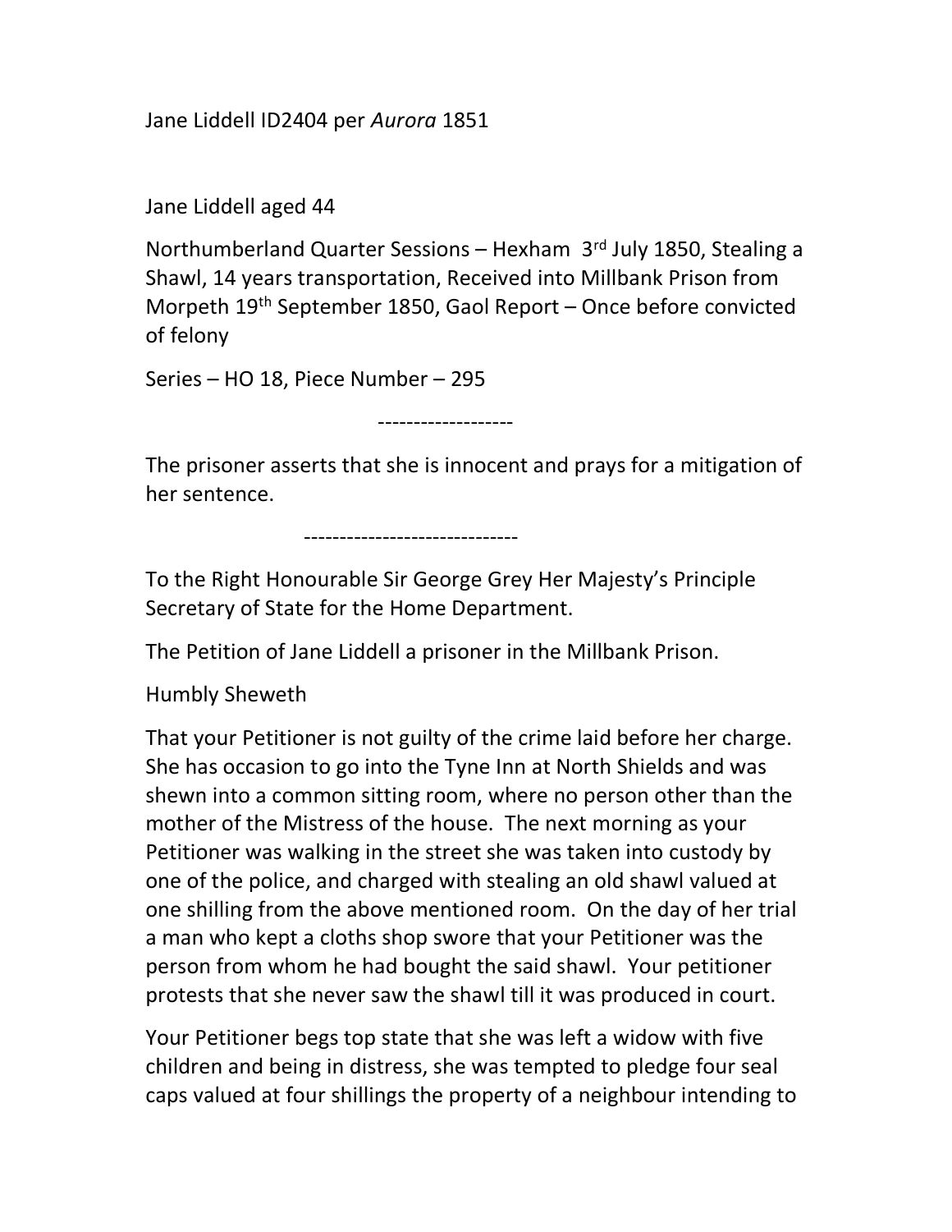Jane Liddell ID2404 per *Aurora* 1851

Jane Liddell aged 44

Northumberland Quarter Sessions – Hexham 3rd July 1850, Stealing a Shawl, 14 years transportation, Received into Millbank Prison from Morpeth 19th September 1850, Gaol Report – Once before convicted of felony

Series – HO 18, Piece Number – 295

-------------------

The prisoner asserts that she is innocent and prays for a mitigation of her sentence.

------------------------------

To the Right Honourable Sir George Grey Her Majesty's Principle Secretary of State for the Home Department.

The Petition of Jane Liddell a prisoner in the Millbank Prison.

Humbly Sheweth

That your Petitioner is not guilty of the crime laid before her charge. She has occasion to go into the Tyne Inn at North Shields and was shewn into a common sitting room, where no person other than the mother of the Mistress of the house. The next morning as your Petitioner was walking in the street she was taken into custody by one of the police, and charged with stealing an old shawl valued at one shilling from the above mentioned room. On the day of her trial a man who kept a cloths shop swore that your Petitioner was the person from whom he had bought the said shawl. Your petitioner protests that she never saw the shawl till it was produced in court.

Your Petitioner begs top state that she was left a widow with five children and being in distress, she was tempted to pledge four seal caps valued at four shillings the property of a neighbour intending to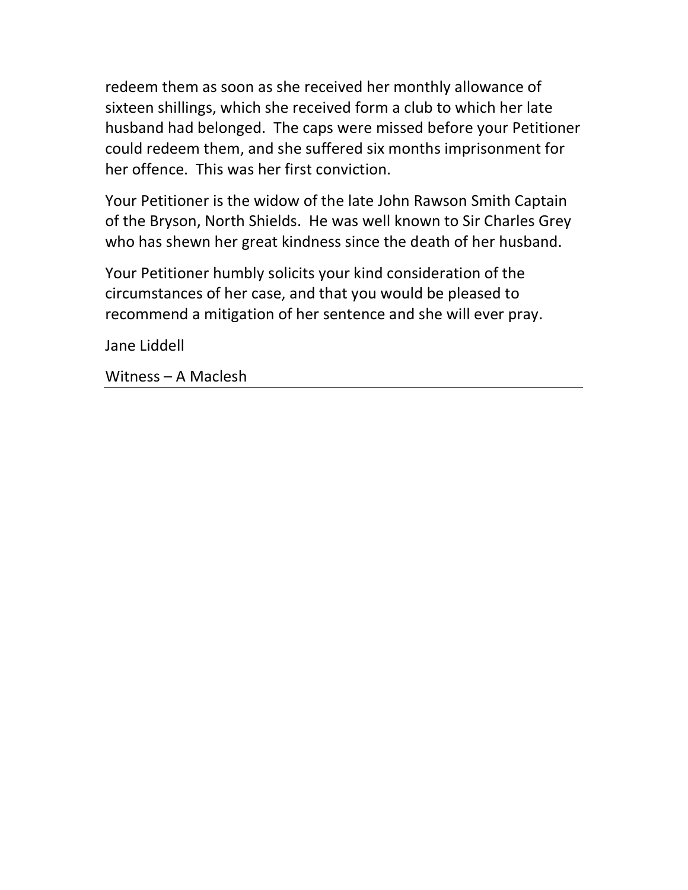redeem them as soon as she received her monthly allowance of sixteen shillings, which she received form a club to which her late husband had belonged. The caps were missed before your Petitioner could redeem them, and she suffered six months imprisonment for her offence. This was her first conviction.

Your Petitioner is the widow of the late John Rawson Smith Captain of the Bryson, North Shields. He was well known to Sir Charles Grey who has shewn her great kindness since the death of her husband.

Your Petitioner humbly solicits your kind consideration of the circumstances of her case, and that you would be pleased to recommend a mitigation of her sentence and she will ever pray.

Jane Liddell

Witness – A Maclesh

---